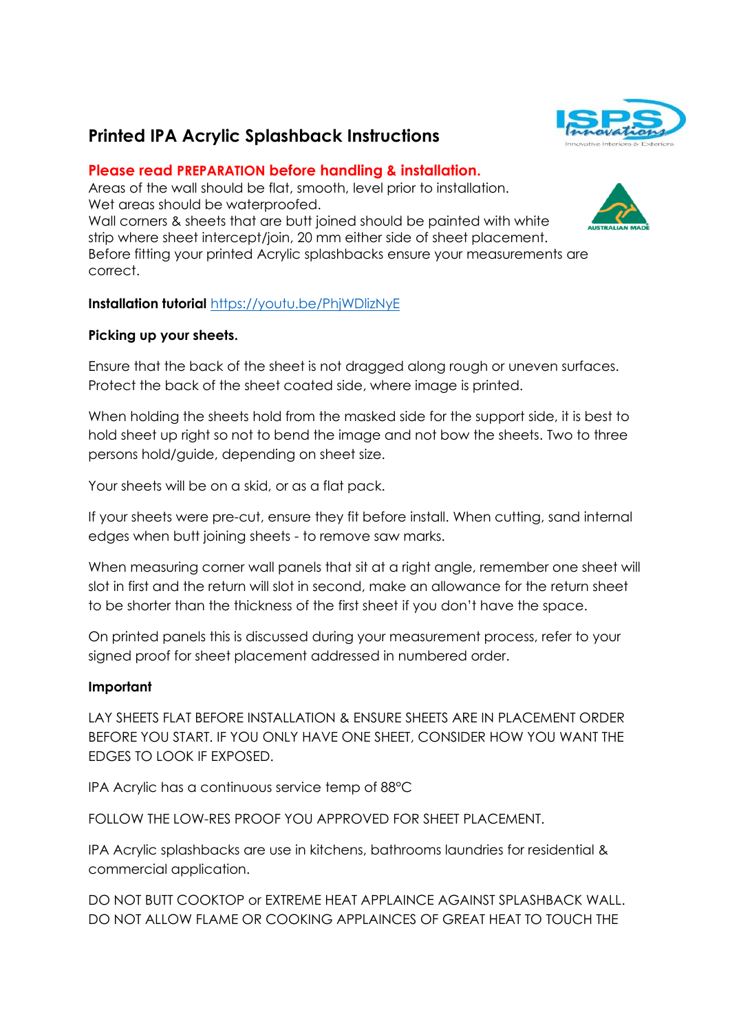# Printed IPA Acrylic Splashback Instructions

**Please read PREPARATION before handling & installation.**

Areas of the wall should be flat, smooth, level prior to installation.
Wet areas should be waterproofed.
Wall corners & sheets that are butt joined should be painted with white strip where sheet intercept/join, 20 mm either side of sheet placement.
Before fitting your printed Acrylic splashbacks ensure your measurements are correct.

**Installation tutorial** [https://youtu.be/PhjWDlizNyE](https://youtu.be/PhjWDlizNyE)

**Picking up your sheets.**

Ensure that the back of the sheet is not dragged along rough or uneven surfaces. Protect the back of the sheet coated side, where image is printed.

When holding the sheets hold from the masked side for the support side, it is best to hold sheet up right so not to bend the image and not bow the sheets. Two to three persons hold/guide, depending on sheet size.

Your sheets will be on a skid, or as a flat pack.

If your sheets were pre-cut, ensure they fit before install. When cutting, sand internal edges when butt joining sheets - to remove saw marks.

When measuring corner wall panels that sit at a right angle, remember one sheet will slot in first and the return will slot in second, make an allowance for the return sheet to be shorter than the thickness of the first sheet if you don't have the space.

On printed panels this is discussed during your measurement process, refer to your signed proof for sheet placement addressed in numbered order.

**Important**

LAY SHEETS FLAT BEFORE INSTALLATION & ENSURE SHEETS ARE IN PLACEMENT ORDER BEFORE YOU START. IF YOU ONLY HAVE ONE SHEET, CONSIDER HOW YOU WANT THE EDGES TO LOOK IF EXPOSED.

IPA Acrylic has a continuous service temp of 88°C

FOLLOW THE LOW-RES PROOF YOU APPROVED FOR SHEET PLACEMENT.

IPA Acrylic splashbacks are use in kitchens, bathrooms laundries for residential & commercial application.

DO NOT BUTT COOKTOP or EXTREME HEAT APPLAINCE AGAINST SPLASHBACK WALL. DO NOT ALLOW FLAME OR COOKING APPLAINCES OF GREAT HEAT TO TOUCH THE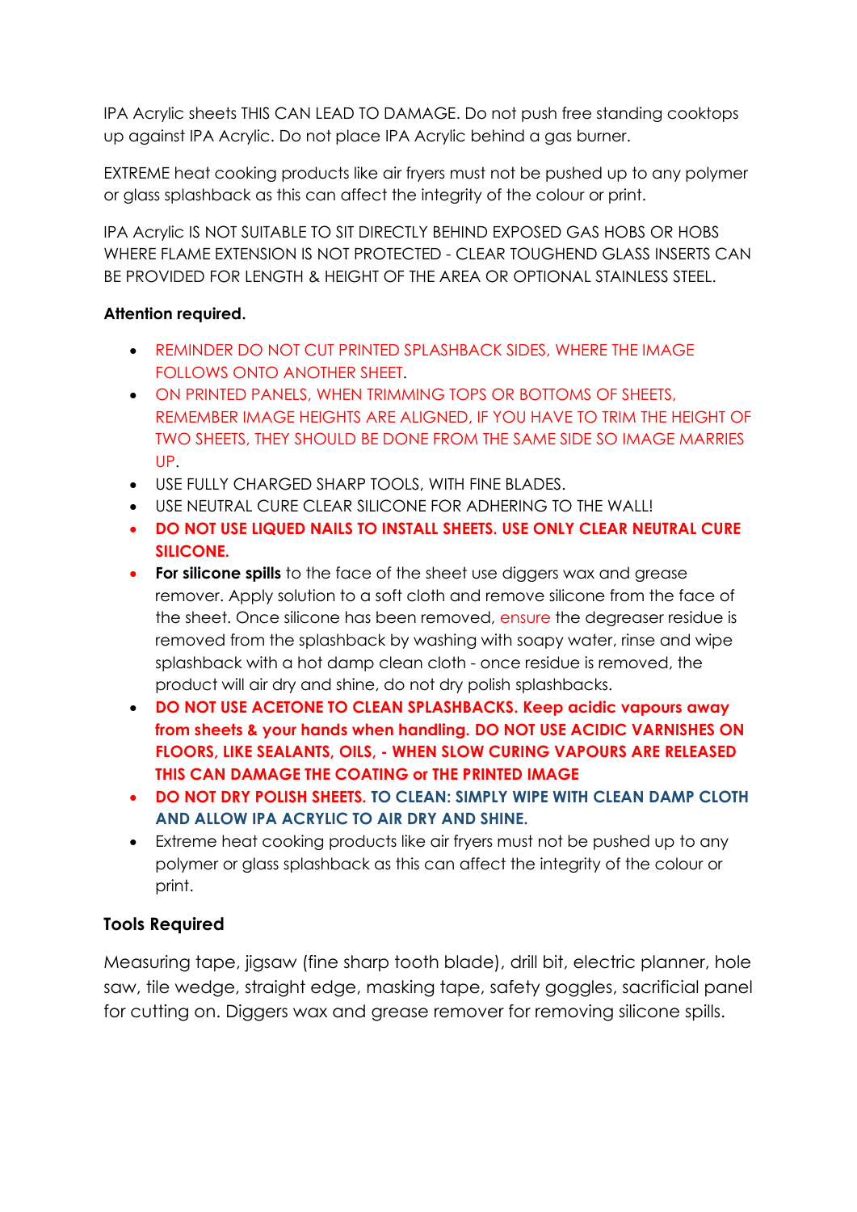IPA Acrylic sheets THIS CAN LEAD TO DAMAGE. Do not push free standing cooktops up against IPA Acrylic. Do not place IPA Acrylic behind a gas burner.

EXTREME heat cooking products like air fryers must not be pushed up to any polymer or glass splashback as this can affect the integrity of the colour or print.

IPA Acrylic IS NOT SUITABLE TO SIT DIRECTLY BEHIND EXPOSED GAS HOBS OR HOBS WHERE FLAME EXTENSION IS NOT PROTECTED - CLEAR TOUGHEND GLASS INSERTS CAN BE PROVIDED FOR LENGTH & HEIGHT OF THE AREA OR OPTIONAL STAINLESS STEEL.

**Attention required.**

- REMINDER DO NOT CUT PRINTED SPLASHBACK SIDES, WHERE THE IMAGE FOLLOWS ONTO ANOTHER SHEET.
- ON PRINTED PANELS, WHEN TRIMMING TOPS OR BOTTOMS OF SHEETS, REMEMBER IMAGE HEIGHTS ARE ALIGNED, IF YOU HAVE TO TRIM THE HEIGHT OF TWO SHEETS, THEY SHOULD BE DONE FROM THE SAME SIDE SO IMAGE MARRIES UP.
- USE FULLY CHARGED SHARP TOOLS, WITH FINE BLADES.
- USE NEUTRAL CURE CLEAR SILICONE FOR ADHERING TO THE WALL!
- **DO NOT USE LIQUED NAILS TO INSTALL SHEETS. USE ONLY CLEAR NEUTRAL CURE SILICONE.**
- **For silicone spills** to the face of the sheet use diggers wax and grease remover. Apply solution to a soft cloth and remove silicone from the face of the sheet. Once silicone has been removed, ensure the degreaser residue is removed from the splashback by washing with soapy water, rinse and wipe splashback with a hot damp clean cloth - once residue is removed, the product will air dry and shine, do not dry polish splashbacks.
- **DO NOT USE ACETONE TO CLEAN SPLASHBACKS. Keep acidic vapours away from sheets & your hands when handling. DO NOT USE ACIDIC VARNISHES ON FLOORS, LIKE SEALANTS, OILS, - WHEN SLOW CURING VAPOURS ARE RELEASED THIS CAN DAMAGE THE COATING or THE PRINTED IMAGE**
- **DO NOT DRY POLISH SHEETS. TO CLEAN: SIMPLY WIPE WITH CLEAN DAMP CLOTH AND ALLOW IPA ACRYLIC TO AIR DRY AND SHINE.**
- Extreme heat cooking products like air fryers must not be pushed up to any polymer or glass splashback as this can affect the integrity of the colour or print.

**Tools Required**

Measuring tape, jigsaw (fine sharp tooth blade), drill bit, electric planner, hole saw, tile wedge, straight edge, masking tape, safety goggles, sacrificial panel for cutting on. Diggers wax and grease remover for removing silicone spills.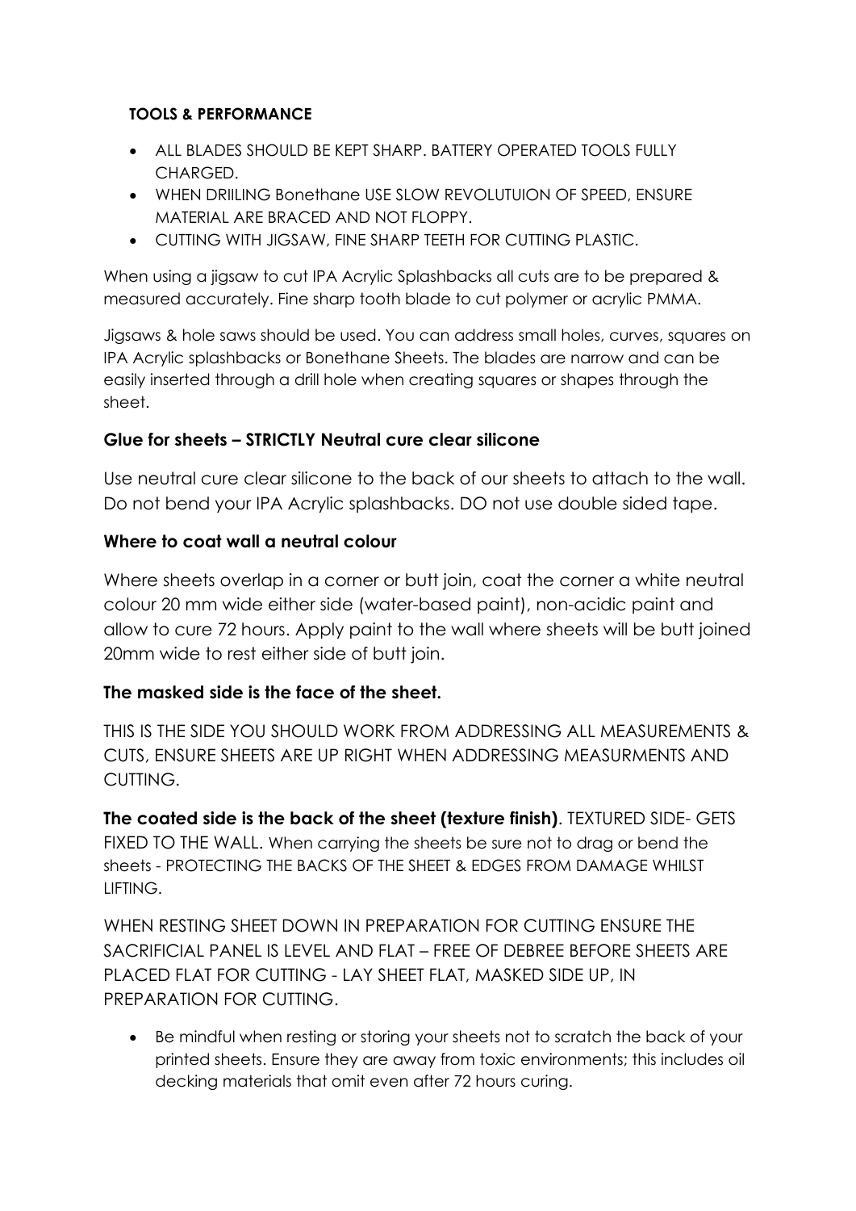#### **TOOLS & PERFORMANCE**

- ALL BLADES SHOULD BE KEPT SHARP. BATTERY OPERATED TOOLS FULLY CHARGED.
- WHEN DRIILING Bonethane USE SLOW REVOLUTUION OF SPEED, ENSURE MATERIAL ARE BRACED AND NOT FLOPPY.
- CUTTING WITH JIGSAW, FINE SHARP TEETH FOR CUTTING PLASTIC.

When using a jigsaw to cut IPA Acrylic Splashbacks all cuts are to be prepared & measured accurately. Fine sharp tooth blade to cut polymer or acrylic PMMA.

Jigsaws & hole saws should be used. You can address small holes, curves, squares on IPA Acrylic splashbacks or Bonethane Sheets. The blades are narrow and can be easily inserted through a drill hole when creating squares or shapes through the sheet.

### **Glue for sheets – STRICTLY Neutral cure clear silicone**

Use neutral cure clear silicone to the back of our sheets to attach to the wall. Do not bend your IPA Acrylic splashbacks. DO not use double sided tape.

### **Where to coat wall a neutral colour**

Where sheets overlap in a corner or butt join, coat the corner a white neutral colour 20 mm wide either side (water-based paint), non-acidic paint and allow to cure 72 hours. Apply paint to the wall where sheets will be butt joined 20mm wide to rest either side of butt join.

### **The masked side is the face of the sheet.**

THIS IS THE SIDE YOU SHOULD WORK FROM ADDRESSING ALL MEASUREMENTS & CUTS, ENSURE SHEETS ARE UP RIGHT WHEN ADDRESSING MEASURMENTS AND CUTTING.

**The coated side is the back of the sheet (texture finish)**. TEXTURED SIDE- GETS FIXED TO THE WALL. When carrying the sheets be sure not to drag or bend the sheets - PROTECTING THE BACKS OF THE SHEET & EDGES FROM DAMAGE WHILST LIFTING.

WHEN RESTING SHEET DOWN IN PREPARATION FOR CUTTING ENSURE THE SACRIFICIAL PANEL IS LEVEL AND FLAT – FREE OF DEBREE BEFORE SHEETS ARE PLACED FLAT FOR CUTTING - LAY SHEET FLAT, MASKED SIDE UP, IN PREPARATION FOR CUTTING.

- Be mindful when resting or storing your sheets not to scratch the back of your printed sheets. Ensure they are away from toxic environments; this includes oil decking materials that omit even after 72 hours curing.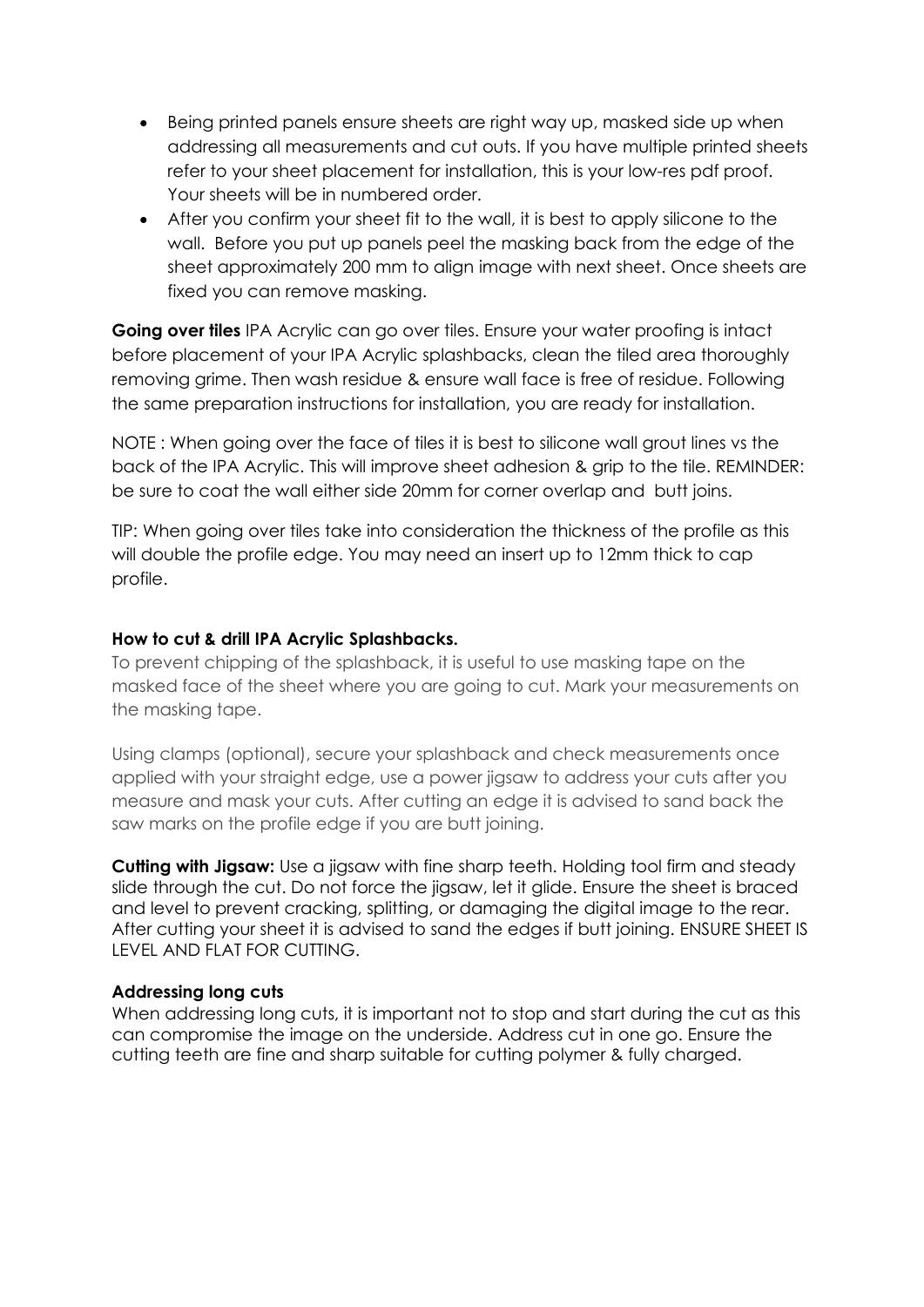- Being printed panels ensure sheets are right way up, masked side up when addressing all measurements and cut outs. If you have multiple printed sheets refer to your sheet placement for installation, this is your low-res pdf proof. Your sheets will be in numbered order.
- After you confirm your sheet fit to the wall, it is best to apply silicone to the wall. Before you put up panels peel the masking back from the edge of the sheet approximately 200 mm to align image with next sheet. Once sheets are fixed you can remove masking.

**Going over tiles** IPA Acrylic can go over tiles. Ensure your water proofing is intact before placement of your IPA Acrylic splashbacks, clean the tiled area thoroughly removing grime. Then wash residue & ensure wall face is free of residue. Following the same preparation instructions for installation, you are ready for installation.

NOTE : When going over the face of tiles it is best to silicone wall grout lines vs the back of the IPA Acrylic. This will improve sheet adhesion & grip to the tile. REMINDER: be sure to coat the wall either side 20mm for corner overlap and butt joins.

TIP: When going over tiles take into consideration the thickness of the profile as this will double the profile edge. You may need an insert up to 12mm thick to cap profile.

**How to cut & drill IPA Acrylic Splashbacks.**

To prevent chipping of the splashback, it is useful to use masking tape on the masked face of the sheet where you are going to cut. Mark your measurements on the masking tape.

Using clamps (optional), secure your splashback and check measurements once applied with your straight edge, use a power jigsaw to address your cuts after you measure and mask your cuts. After cutting an edge it is advised to sand back the saw marks on the profile edge if you are butt joining.

**Cutting with Jigsaw:** Use a jigsaw with fine sharp teeth. Holding tool firm and steady slide through the cut. Do not force the jigsaw, let it glide. Ensure the sheet is braced and level to prevent cracking, splitting, or damaging the digital image to the rear. After cutting your sheet it is advised to sand the edges if butt joining. ENSURE SHEET IS LEVEL AND FLAT FOR CUTTING.

**Addressing long cuts**

When addressing long cuts, it is important not to stop and start during the cut as this can compromise the image on the underside. Address cut in one go. Ensure the cutting teeth are fine and sharp suitable for cutting polymer & fully charged.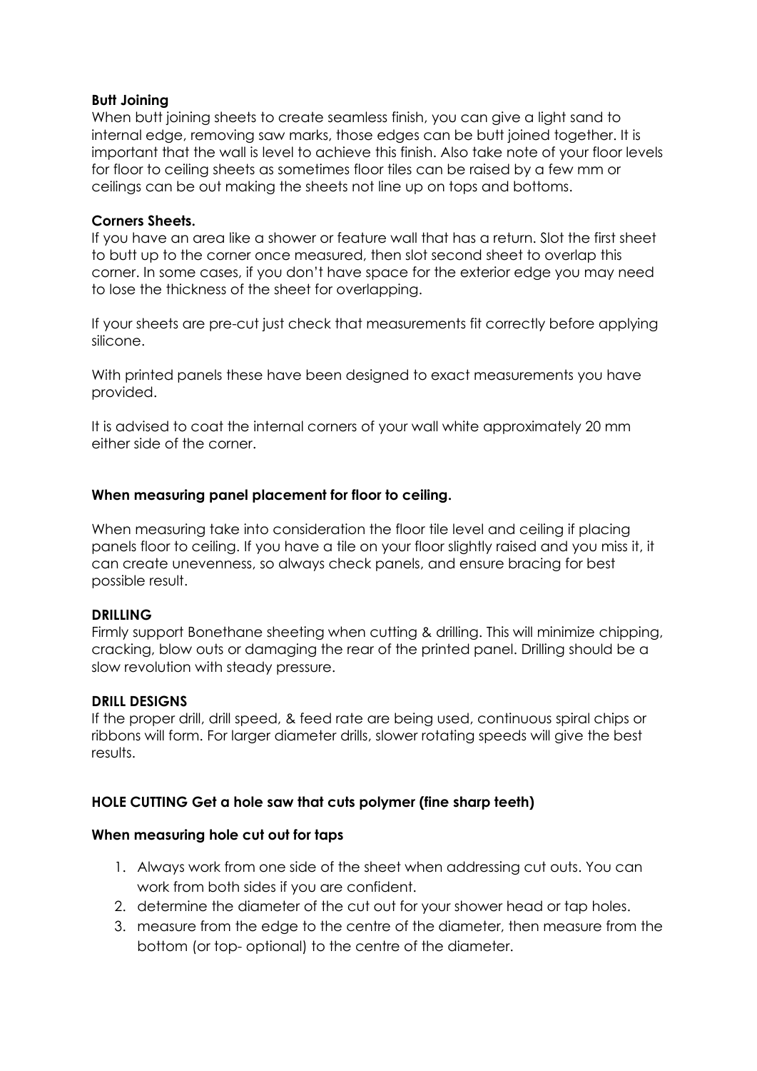**Butt Joining**
When butt joining sheets to create seamless finish, you can give a light sand to internal edge, removing saw marks, those edges can be butt joined together. It is important that the wall is level to achieve this finish. Also take note of your floor levels for floor to ceiling sheets as sometimes floor tiles can be raised by a few mm or ceilings can be out making the sheets not line up on tops and bottoms.

**Corners Sheets.**
If you have an area like a shower or feature wall that has a return. Slot the first sheet to butt up to the corner once measured, then slot second sheet to overlap this corner. In some cases, if you don't have space for the exterior edge you may need to lose the thickness of the sheet for overlapping.

If your sheets are pre-cut just check that measurements fit correctly before applying silicone.

With printed panels these have been designed to exact measurements you have provided.

It is advised to coat the internal corners of your wall white approximately 20 mm either side of the corner.

**When measuring panel placement for floor to ceiling.**

When measuring take into consideration the floor tile level and ceiling if placing panels floor to ceiling. If you have a tile on your floor slightly raised and you miss it, it can create unevenness, so always check panels, and ensure bracing for best possible result.

**DRILLING**
Firmly support Bonethane sheeting when cutting & drilling. This will minimize chipping, cracking, blow outs or damaging the rear of the printed panel. Drilling should be a slow revolution with steady pressure.

**DRILL DESIGNS**
If the proper drill, drill speed, & feed rate are being used, continuous spiral chips or ribbons will form. For larger diameter drills, slower rotating speeds will give the best results.

**HOLE CUTTING Get a hole saw that cuts polymer (fine sharp teeth)**

**When measuring hole cut out for taps**

1. Always work from one side of the sheet when addressing cut outs. You can work from both sides if you are confident.
2. determine the diameter of the cut out for your shower head or tap holes.
3. measure from the edge to the centre of the diameter, then measure from the bottom (or top- optional) to the centre of the diameter.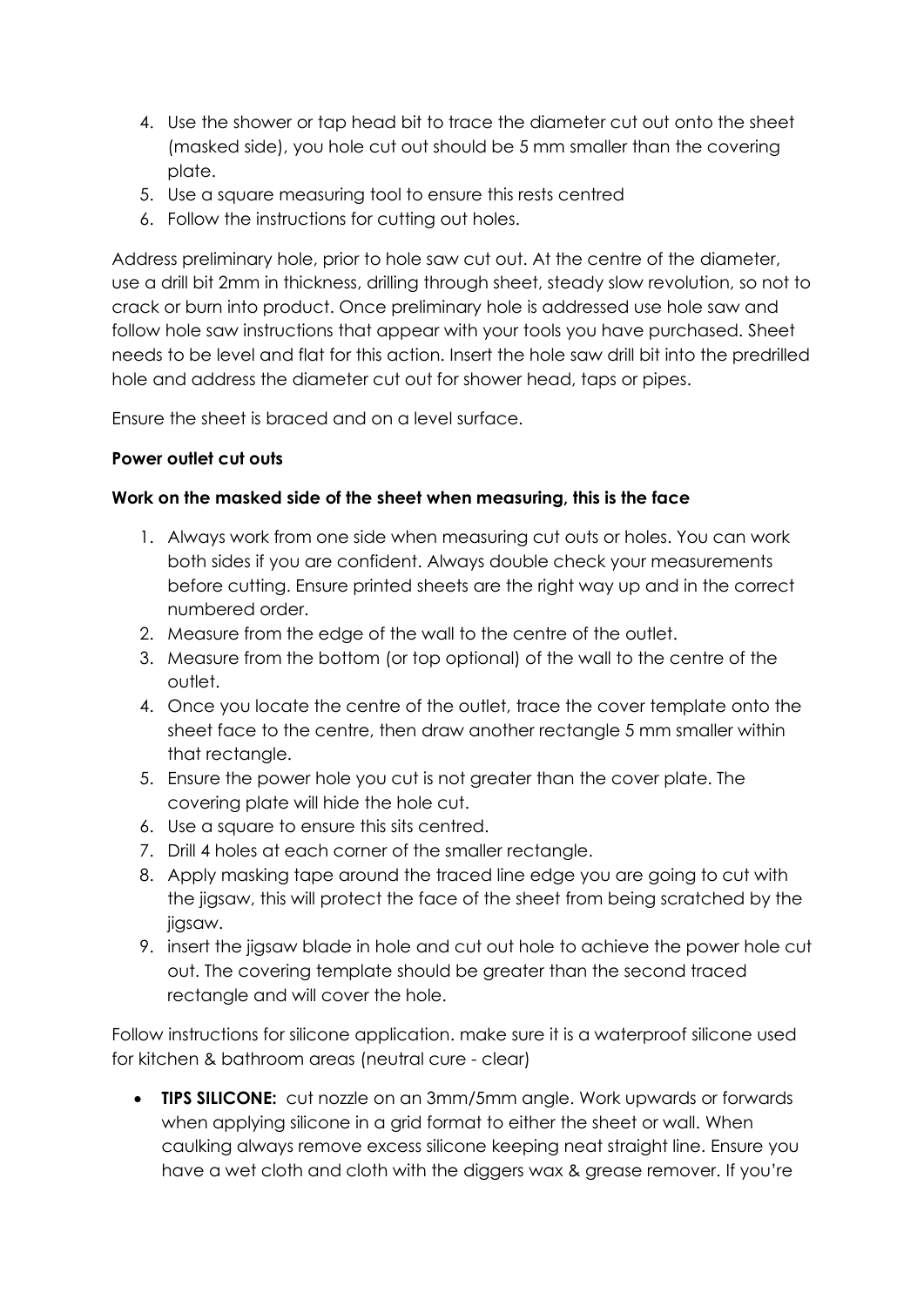4. Use the shower or tap head bit to trace the diameter cut out onto the sheet (masked side), you hole cut out should be 5 mm smaller than the covering plate.
5. Use a square measuring tool to ensure this rests centred
6. Follow the instructions for cutting out holes.

Address preliminary hole, prior to hole saw cut out. At the centre of the diameter, use a drill bit 2mm in thickness, drilling through sheet, steady slow revolution, so not to crack or burn into product. Once preliminary hole is addressed use hole saw and follow hole saw instructions that appear with your tools you have purchased. Sheet needs to be level and flat for this action. Insert the hole saw drill bit into the predrilled hole and address the diameter cut out for shower head, taps or pipes.

Ensure the sheet is braced and on a level surface.

**Power outlet cut outs**

**Work on the masked side of the sheet when measuring, this is the face**

1. Always work from one side when measuring cut outs or holes. You can work both sides if you are confident. Always double check your measurements before cutting. Ensure printed sheets are the right way up and in the correct numbered order.
2. Measure from the edge of the wall to the centre of the outlet.
3. Measure from the bottom (or top optional) of the wall to the centre of the outlet.
4. Once you locate the centre of the outlet, trace the cover template onto the sheet face to the centre, then draw another rectangle 5 mm smaller within that rectangle.
5. Ensure the power hole you cut is not greater than the cover plate. The covering plate will hide the hole cut.
6. Use a square to ensure this sits centred.
7. Drill 4 holes at each corner of the smaller rectangle.
8. Apply masking tape around the traced line edge you are going to cut with the jigsaw, this will protect the face of the sheet from being scratched by the jigsaw.
9. insert the jigsaw blade in hole and cut out hole to achieve the power hole cut out. The covering template should be greater than the second traced rectangle and will cover the hole.

Follow instructions for silicone application. make sure it is a waterproof silicone used for kitchen & bathroom areas (neutral cure - clear)

- **TIPS SILICONE:** cut nozzle on an 3mm/5mm angle. Work upwards or forwards when applying silicone in a grid format to either the sheet or wall. When caulking always remove excess silicone keeping neat straight line. Ensure you have a wet cloth and cloth with the diggers wax & grease remover. If you're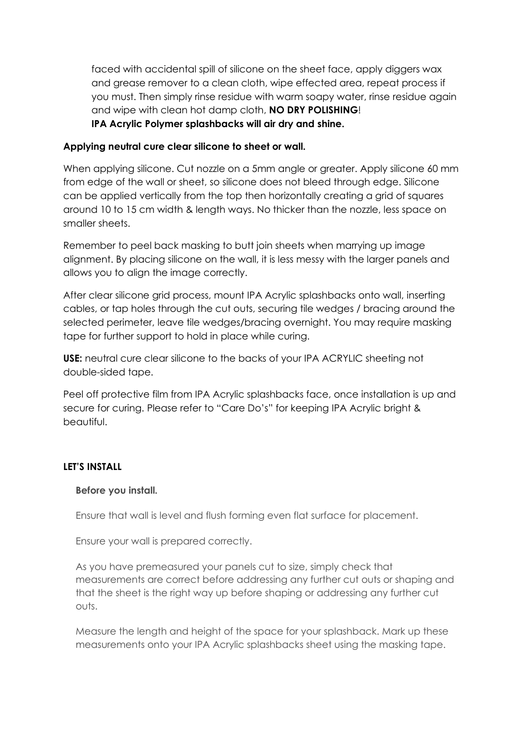faced with accidental spill of silicone on the sheet face, apply diggers wax and grease remover to a clean cloth, wipe effected area, repeat process if you must. Then simply rinse residue with warm soapy water, rinse residue again and wipe with clean hot damp cloth, **NO DRY POLISHING**!
**IPA Acrylic Polymer splashbacks will air dry and shine.**

**Applying neutral cure clear silicone to sheet or wall.**

When applying silicone. Cut nozzle on a 5mm angle or greater. Apply silicone 60 mm from edge of the wall or sheet, so silicone does not bleed through edge. Silicone can be applied vertically from the top then horizontally creating a grid of squares around 10 to 15 cm width & length ways. No thicker than the nozzle, less space on smaller sheets.

Remember to peel back masking to butt join sheets when marrying up image alignment. By placing silicone on the wall, it is less messy with the larger panels and allows you to align the image correctly.

After clear silicone grid process, mount IPA Acrylic splashbacks onto wall, inserting cables, or tap holes through the cut outs, securing tile wedges / bracing around the selected perimeter, leave tile wedges/bracing overnight. You may require masking tape for further support to hold in place while curing.

**USE:** neutral cure clear silicone to the backs of your IPA ACRYLIC sheeting not double-sided tape.

Peel off protective film from IPA Acrylic splashbacks face, once installation is up and secure for curing. Please refer to "Care Do's" for keeping IPA Acrylic bright & beautiful.

**LET'S INSTALL**

**Before you install.**

Ensure that wall is level and flush forming even flat surface for placement.

Ensure your wall is prepared correctly.

As you have premeasured your panels cut to size, simply check that measurements are correct before addressing any further cut outs or shaping and that the sheet is the right way up before shaping or addressing any further cut outs.

Measure the length and height of the space for your splashback. Mark up these measurements onto your IPA Acrylic splashbacks sheet using the masking tape.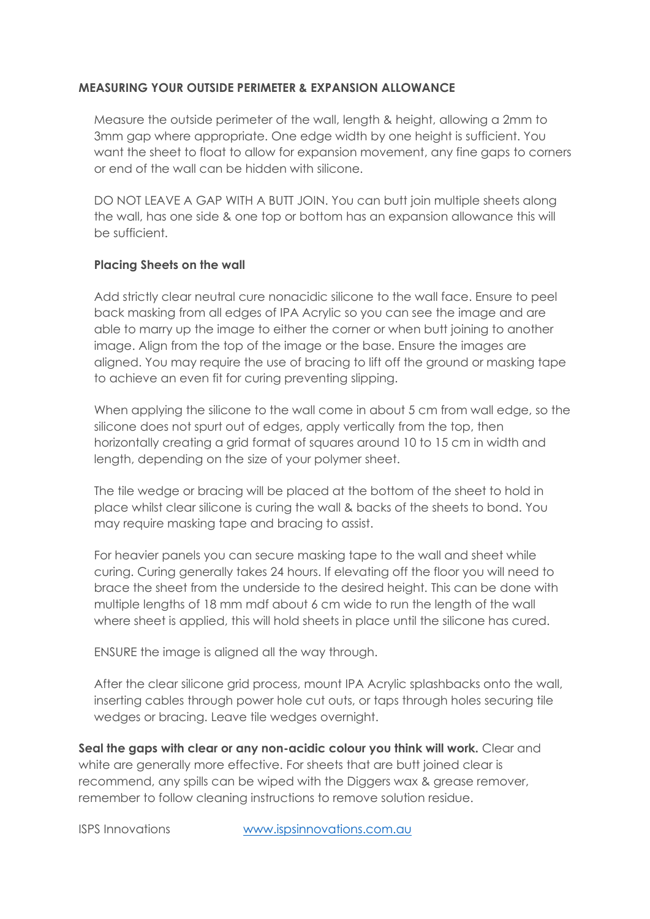**MEASURING YOUR OUTSIDE PERIMETER & EXPANSION ALLOWANCE**

Measure the outside perimeter of the wall, length & height, allowing a 2mm to 3mm gap where appropriate. One edge width by one height is sufficient. You want the sheet to float to allow for expansion movement, any fine gaps to corners or end of the wall can be hidden with silicone.

DO NOT LEAVE A GAP WITH A BUTT JOIN. You can butt join multiple sheets along the wall, has one side & one top or bottom has an expansion allowance this will be sufficient.

**Placing Sheets on the wall**

Add strictly clear neutral cure nonacidic silicone to the wall face. Ensure to peel back masking from all edges of IPA Acrylic so you can see the image and are able to marry up the image to either the corner or when butt joining to another image. Align from the top of the image or the base. Ensure the images are aligned. You may require the use of bracing to lift off the ground or masking tape to achieve an even fit for curing preventing slipping.

When applying the silicone to the wall come in about 5 cm from wall edge, so the silicone does not spurt out of edges, apply vertically from the top, then horizontally creating a grid format of squares around 10 to 15 cm in width and length, depending on the size of your polymer sheet.

The tile wedge or bracing will be placed at the bottom of the sheet to hold in place whilst clear silicone is curing the wall & backs of the sheets to bond. You may require masking tape and bracing to assist.

For heavier panels you can secure masking tape to the wall and sheet while curing. Curing generally takes 24 hours. If elevating off the floor you will need to brace the sheet from the underside to the desired height. This can be done with multiple lengths of 18 mm mdf about 6 cm wide to run the length of the wall where sheet is applied, this will hold sheets in place until the silicone has cured.

ENSURE the image is aligned all the way through.

After the clear silicone grid process, mount IPA Acrylic splashbacks onto the wall, inserting cables through power hole cut outs, or taps through holes securing tile wedges or bracing. Leave tile wedges overnight.

**Seal the gaps with clear or any non-acidic colour you think will work.** Clear and white are generally more effective. For sheets that are butt joined clear is recommend, any spills can be wiped with the Diggers wax & grease remover, remember to follow cleaning instructions to remove solution residue.

ISPS Innovations www.ispsinnovations.com.au